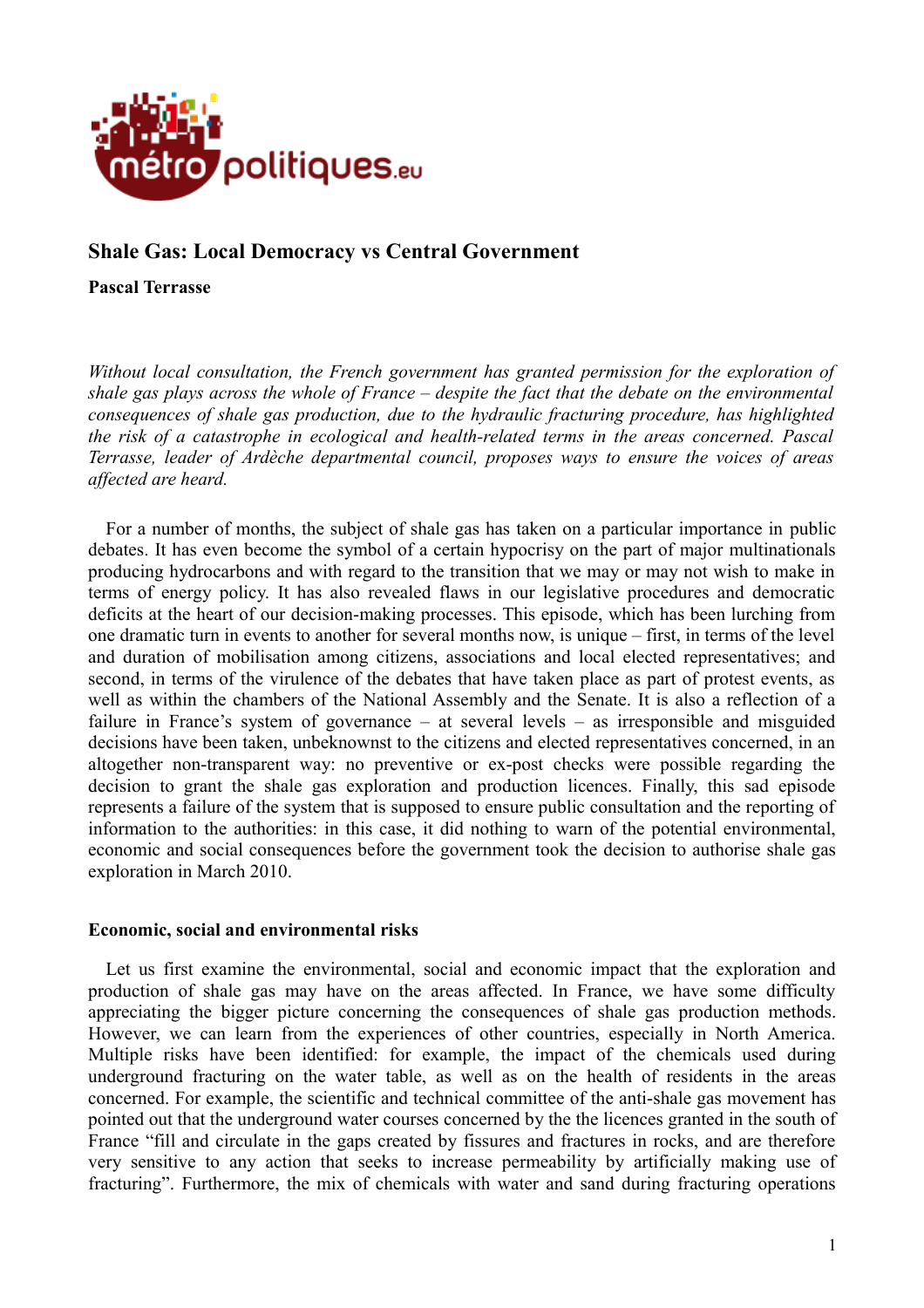# Shale Gas: Local Democracy vs Central Government

**Pascal Terrasse**

*Without local consultation, the French government has granted permission for the exploration of shale gas plays across the whole of France – despite the fact that the debate on the environmental consequences of shale gas production, due to the hydraulic fracturing procedure, has highlighted the risk of a catastrophe in ecological and health-related terms in the areas concerned. Pascal Terrasse, leader of Ardèche departmental council, proposes ways to ensure the voices of areas affected are heard.*

For a number of months, the subject of shale gas has taken on a particular importance in public debates. It has even become the symbol of a certain hypocrisy on the part of major multinationals producing hydrocarbons and with regard to the transition that we may or may not wish to make in terms of energy policy. It has also revealed flaws in our legislative procedures and democratic deficits at the heart of our decision-making processes. This episode, which has been lurching from one dramatic turn in events to another for several months now, is unique – first, in terms of the level and duration of mobilisation among citizens, associations and local elected representatives; and second, in terms of the virulence of the debates that have taken place as part of protest events, as well as within the chambers of the National Assembly and the Senate. It is also a reflection of a failure in France's system of governance – at several levels – as irresponsible and misguided decisions have been taken, unbeknownst to the citizens and elected representatives concerned, in an altogether non-transparent way: no preventive or ex-post checks were possible regarding the decision to grant the shale gas exploration and production licences. Finally, this sad episode represents a failure of the system that is supposed to ensure public consultation and the reporting of information to the authorities: in this case, it did nothing to warn of the potential environmental, economic and social consequences before the government took the decision to authorise shale gas exploration in March 2010.

## Economic, social and environmental risks

Let us first examine the environmental, social and economic impact that the exploration and production of shale gas may have on the areas affected. In France, we have some difficulty appreciating the bigger picture concerning the consequences of shale gas production methods. However, we can learn from the experiences of other countries, especially in North America. Multiple risks have been identified: for example, the impact of the chemicals used during underground fracturing on the water table, as well as on the health of residents in the areas concerned. For example, the scientific and technical committee of the anti-shale gas movement has pointed out that the underground water courses concerned by the the licences granted in the south of France "fill and circulate in the gaps created by fissures and fractures in rocks, and are therefore very sensitive to any action that seeks to increase permeability by artificially making use of fracturing". Furthermore, the mix of chemicals with water and sand during fracturing operations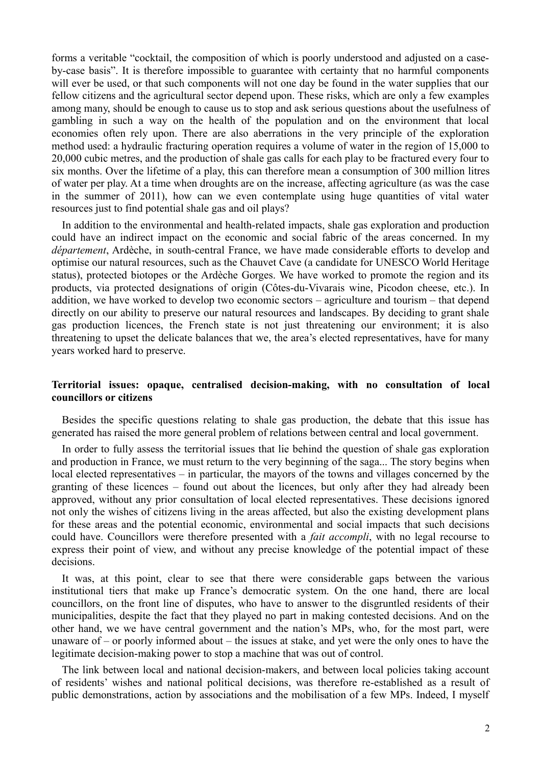forms a veritable "cocktail, the composition of which is poorly understood and adjusted on a case-by-case basis". It is therefore impossible to guarantee with certainty that no harmful components will ever be used, or that such components will not one day be found in the water supplies that our fellow citizens and the agricultural sector depend upon. These risks, which are only a few examples among many, should be enough to cause us to stop and ask serious questions about the usefulness of gambling in such a way on the health of the population and on the environment that local economies often rely upon. There are also aberrations in the very principle of the exploration method used: a hydraulic fracturing operation requires a volume of water in the region of 15,000 to 20,000 cubic metres, and the production of shale gas calls for each play to be fractured every four to six months. Over the lifetime of a play, this can therefore mean a consumption of 300 million litres of water per play. At a time when droughts are on the increase, affecting agriculture (as was the case in the summer of 2011), how can we even contemplate using huge quantities of vital water resources just to find potential shale gas and oil plays?

In addition to the environmental and health-related impacts, shale gas exploration and production could have an indirect impact on the economic and social fabric of the areas concerned. In my *département*, Ardèche, in south-central France, we have made considerable efforts to develop and optimise our natural resources, such as the Chauvet Cave (a candidate for UNESCO World Heritage status), protected biotopes or the Ardèche Gorges. We have worked to promote the region and its products, via protected designations of origin (Côtes-du-Vivarais wine, Picodon cheese, etc.). In addition, we have worked to develop two economic sectors – agriculture and tourism – that depend directly on our ability to preserve our natural resources and landscapes. By deciding to grant shale gas production licences, the French state is not just threatening our environment; it is also threatening to upset the delicate balances that we, the area's elected representatives, have for many years worked hard to preserve.

**Territorial issues: opaque, centralised decision-making, with no consultation of local councillors or citizens**

Besides the specific questions relating to shale gas production, the debate that this issue has generated has raised the more general problem of relations between central and local government.

In order to fully assess the territorial issues that lie behind the question of shale gas exploration and production in France, we must return to the very beginning of the saga... The story begins when local elected representatives – in particular, the mayors of the towns and villages concerned by the granting of these licences – found out about the licences, but only after they had already been approved, without any prior consultation of local elected representatives. These decisions ignored not only the wishes of citizens living in the areas affected, but also the existing development plans for these areas and the potential economic, environmental and social impacts that such decisions could have. Councillors were therefore presented with a *fait accompli*, with no legal recourse to express their point of view, and without any precise knowledge of the potential impact of these decisions.

It was, at this point, clear to see that there were considerable gaps between the various institutional tiers that make up France's democratic system. On the one hand, there are local councillors, on the front line of disputes, who have to answer to the disgruntled residents of their municipalities, despite the fact that they played no part in making contested decisions. And on the other hand, we we have central government and the nation's MPs, who, for the most part, were unaware of – or poorly informed about – the issues at stake, and yet were the only ones to have the legitimate decision-making power to stop a machine that was out of control.

The link between local and national decision-makers, and between local policies taking account of residents' wishes and national political decisions, was therefore re-established as a result of public demonstrations, action by associations and the mobilisation of a few MPs. Indeed, I myself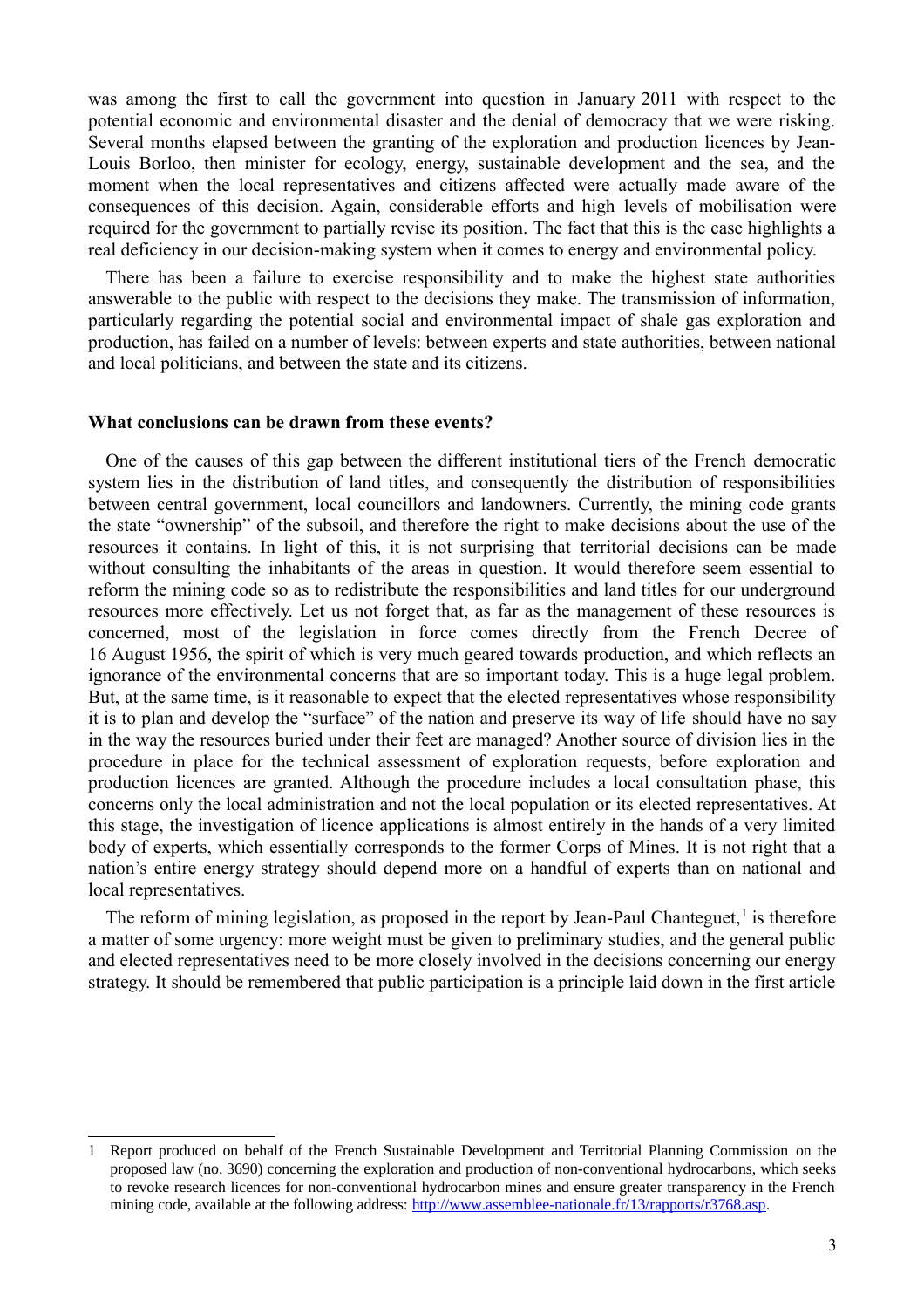was among the first to call the government into question in January 2011 with respect to the potential economic and environmental disaster and the denial of democracy that we were risking. Several months elapsed between the granting of the exploration and production licences by Jean-Louis Borloo, then minister for ecology, energy, sustainable development and the sea, and the moment when the local representatives and citizens affected were actually made aware of the consequences of this decision. Again, considerable efforts and high levels of mobilisation were required for the government to partially revise its position. The fact that this is the case highlights a real deficiency in our decision-making system when it comes to energy and environmental policy.

There has been a failure to exercise responsibility and to make the highest state authorities answerable to the public with respect to the decisions they make. The transmission of information, particularly regarding the potential social and environmental impact of shale gas exploration and production, has failed on a number of levels: between experts and state authorities, between national and local politicians, and between the state and its citizens.

**What conclusions can be drawn from these events?**

One of the causes of this gap between the different institutional tiers of the French democratic system lies in the distribution of land titles, and consequently the distribution of responsibilities between central government, local councillors and landowners. Currently, the mining code grants the state "ownership" of the subsoil, and therefore the right to make decisions about the use of the resources it contains. In light of this, it is not surprising that territorial decisions can be made without consulting the inhabitants of the areas in question. It would therefore seem essential to reform the mining code so as to redistribute the responsibilities and land titles for our underground resources more effectively. Let us not forget that, as far as the management of these resources is concerned, most of the legislation in force comes directly from the French Decree of 16 August 1956, the spirit of which is very much geared towards production, and which reflects an ignorance of the environmental concerns that are so important today. This is a huge legal problem. But, at the same time, is it reasonable to expect that the elected representatives whose responsibility it is to plan and develop the "surface" of the nation and preserve its way of life should have no say in the way the resources buried under their feet are managed? Another source of division lies in the procedure in place for the technical assessment of exploration requests, before exploration and production licences are granted. Although the procedure includes a local consultation phase, this concerns only the local administration and not the local population or its elected representatives. At this stage, the investigation of licence applications is almost entirely in the hands of a very limited body of experts, which essentially corresponds to the former Corps of Mines. It is not right that a nation's entire energy strategy should depend more on a handful of experts than on national and local representatives.

The reform of mining legislation, as proposed in the report by Jean-Paul Chanteguet,[1] is therefore a matter of some urgency: more weight must be given to preliminary studies, and the general public and elected representatives need to be more closely involved in the decisions concerning our energy strategy. It should be remembered that public participation is a principle laid down in the first article

---

1 Report produced on behalf of the French Sustainable Development and Territorial Planning Commission on the proposed law (no. 3690) concerning the exploration and production of non-conventional hydrocarbons, which seeks to revoke research licences for non-conventional hydrocarbon mines and ensure greater transparency in the French mining code, available at the following address: http://www.assemblee-nationale.fr/13/rapports/r3768.asp.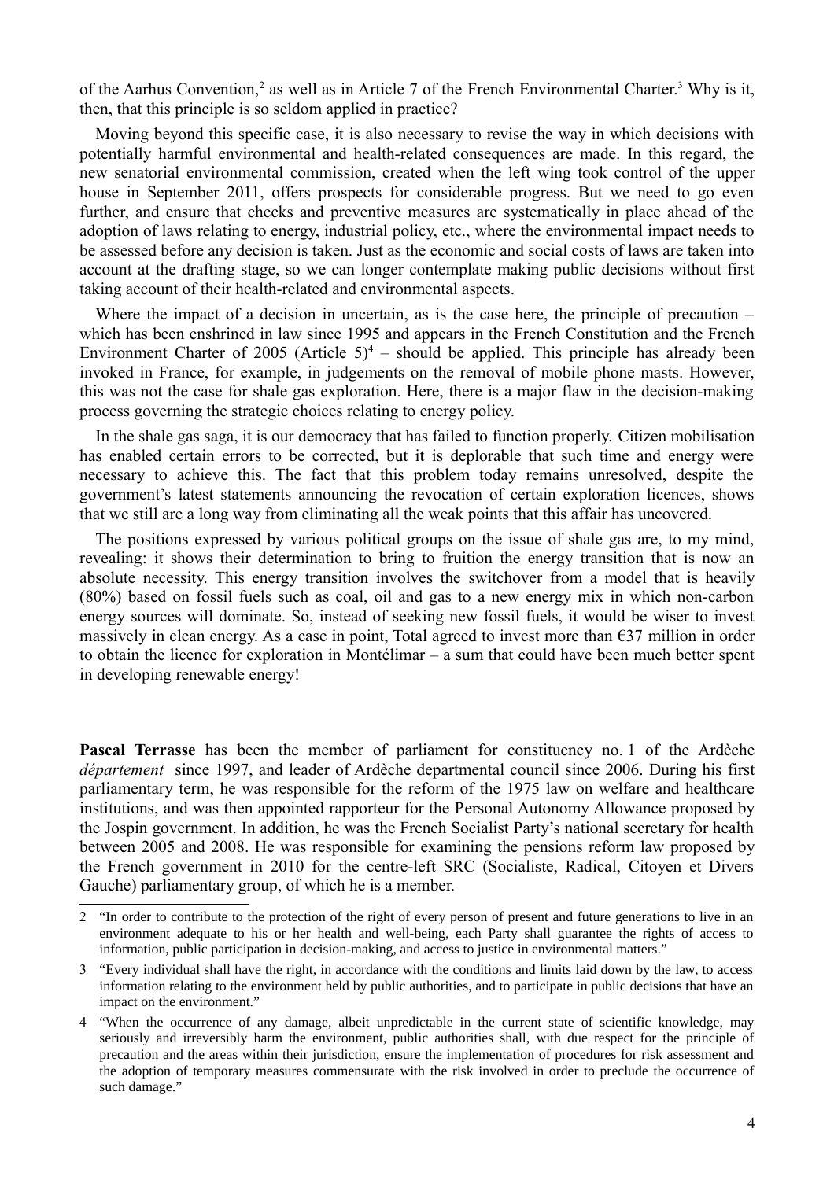of the Aarhus Convention,[2] as well as in Article 7 of the French Environmental Charter.[3] Why is it, then, that this principle is so seldom applied in practice?

Moving beyond this specific case, it is also necessary to revise the way in which decisions with potentially harmful environmental and health-related consequences are made. In this regard, the new senatorial environmental commission, created when the left wing took control of the upper house in September 2011, offers prospects for considerable progress. But we need to go even further, and ensure that checks and preventive measures are systematically in place ahead of the adoption of laws relating to energy, industrial policy, etc., where the environmental impact needs to be assessed before any decision is taken. Just as the economic and social costs of laws are taken into account at the drafting stage, so we can longer contemplate making public decisions without first taking account of their health-related and environmental aspects.

Where the impact of a decision in uncertain, as is the case here, the principle of precaution – which has been enshrined in law since 1995 and appears in the French Constitution and the French Environment Charter of 2005 (Article 5)[4] – should be applied. This principle has already been invoked in France, for example, in judgements on the removal of mobile phone masts. However, this was not the case for shale gas exploration. Here, there is a major flaw in the decision-making process governing the strategic choices relating to energy policy.

In the shale gas saga, it is our democracy that has failed to function properly. Citizen mobilisation has enabled certain errors to be corrected, but it is deplorable that such time and energy were necessary to achieve this. The fact that this problem today remains unresolved, despite the government's latest statements announcing the revocation of certain exploration licences, shows that we still are a long way from eliminating all the weak points that this affair has uncovered.

The positions expressed by various political groups on the issue of shale gas are, to my mind, revealing: it shows their determination to bring to fruition the energy transition that is now an absolute necessity. This energy transition involves the switchover from a model that is heavily (80%) based on fossil fuels such as coal, oil and gas to a new energy mix in which non-carbon energy sources will dominate. So, instead of seeking new fossil fuels, it would be wiser to invest massively in clean energy. As a case in point, Total agreed to invest more than €37 million in order to obtain the licence for exploration in Montélimar – a sum that could have been much better spent in developing renewable energy!

**Pascal Terrasse** has been the member of parliament for constituency no. 1 of the Ardèche *département* since 1997, and leader of Ardèche departmental council since 2006. During his first parliamentary term, he was responsible for the reform of the 1975 law on welfare and healthcare institutions, and was then appointed rapporteur for the Personal Autonomy Allowance proposed by the Jospin government. In addition, he was the French Socialist Party's national secretary for health between 2005 and 2008. He was responsible for examining the pensions reform law proposed by the French government in 2010 for the centre-left SRC (Socialiste, Radical, Citoyen et Divers Gauche) parliamentary group, of which he is a member.

---

2 "In order to contribute to the protection of the right of every person of present and future generations to live in an environment adequate to his or her health and well-being, each Party shall guarantee the rights of access to information, public participation in decision-making, and access to justice in environmental matters."

3 "Every individual shall have the right, in accordance with the conditions and limits laid down by the law, to access information relating to the environment held by public authorities, and to participate in public decisions that have an impact on the environment."

4 "When the occurrence of any damage, albeit unpredictable in the current state of scientific knowledge, may seriously and irreversibly harm the environment, public authorities shall, with due respect for the principle of precaution and the areas within their jurisdiction, ensure the implementation of procedures for risk assessment and the adoption of temporary measures commensurate with the risk involved in order to preclude the occurrence of such damage."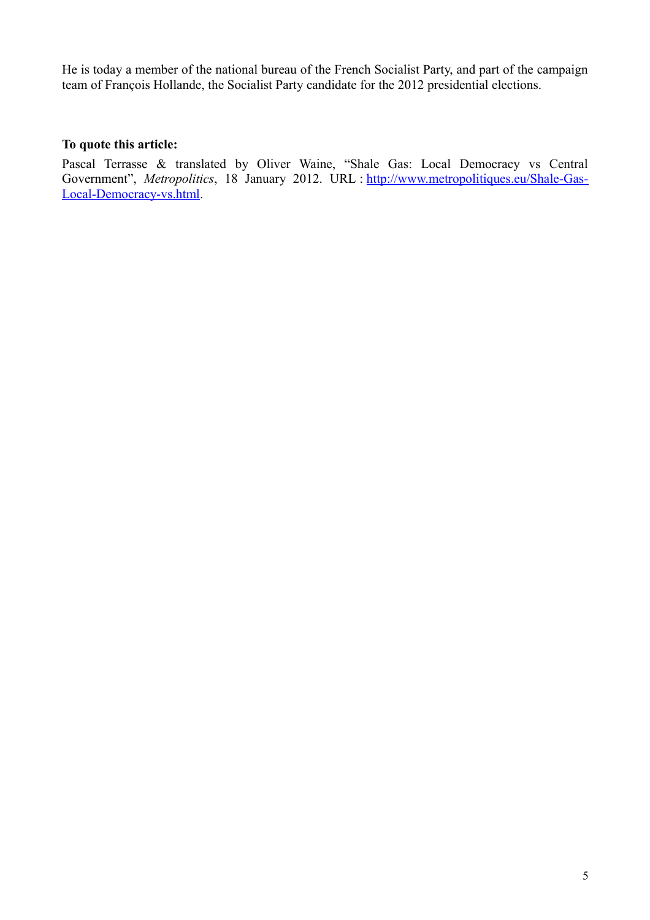He is today a member of the national bureau of the French Socialist Party, and part of the campaign team of François Hollande, the Socialist Party candidate for the 2012 presidential elections.

**To quote this article:**

Pascal Terrasse & translated by Oliver Waine, "Shale Gas: Local Democracy vs Central Government", *Metropolitics*, 18 January 2012. URL : [http://www.metropolitiques.eu/Shale-Gas-Local-Democracy-vs.html](http://www.metropolitiques.eu/Shale-Gas-Local-Democracy-vs.html).